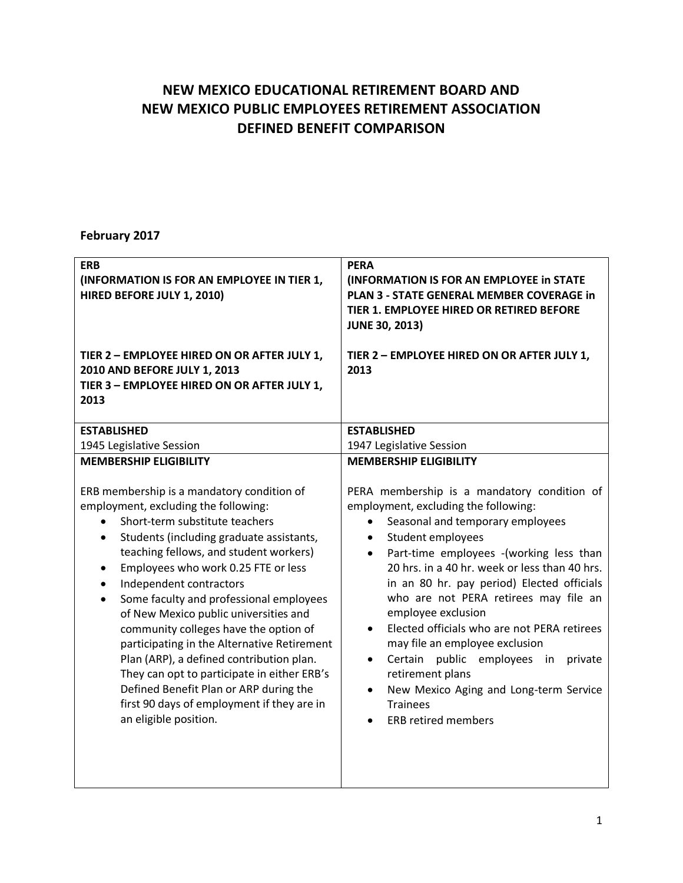# NEW MEXICO EDUCATIONAL RETIREMENT BOARD AND NEW MEXICO PUBLIC EMPLOYEES RETIREMENT ASSOCIATION DEFINED BENEFIT COMPARISON

**February 2017**

| **ERB**<br>**(INFORMATION IS FOR AN EMPLOYEE IN TIER 1, HIRED BEFORE JULY 1, 2010)**<br><br>**TIER 2 – EMPLOYEE HIRED ON OR AFTER JULY 1, 2010 AND BEFORE JULY 1, 2013**<br>**TIER 3 – EMPLOYEE HIRED ON OR AFTER JULY 1, 2013** | **PERA**<br>**(INFORMATION IS FOR AN EMPLOYEE in STATE PLAN 3 - STATE GENERAL MEMBER COVERAGE in TIER 1. EMPLOYEE HIRED OR RETIRED BEFORE JUNE 30, 2013)**<br><br>**TIER 2 – EMPLOYEE HIRED ON OR AFTER JULY 1, 2013** |
|---|---|
| **ESTABLISHED**<br>1945 Legislative Session | **ESTABLISHED**<br>1947 Legislative Session |
| **MEMBERSHIP ELIGIBILITY**<br><br>ERB membership is a mandatory condition of employment, excluding the following:<br>• Short-term substitute teachers<br>• Students (including graduate assistants, teaching fellows, and student workers)<br>• Employees who work 0.25 FTE or less<br>• Independent contractors<br>• Some faculty and professional employees of New Mexico public universities and community colleges have the option of participating in the Alternative Retirement Plan (ARP), a defined contribution plan. They can opt to participate in either ERB's Defined Benefit Plan or ARP during the first 90 days of employment if they are in an eligible position. | **MEMBERSHIP ELIGIBILITY**<br><br>PERA membership is a mandatory condition of employment, excluding the following:<br>• Seasonal and temporary employees<br>• Student employees<br>• Part-time employees -(working less than 20 hrs. in a 40 hr. week or less than 40 hrs. in an 80 hr. pay period) Elected officials who are not PERA retirees may file an employee exclusion<br>• Elected officials who are not PERA retirees may file an employee exclusion<br>• Certain public employees in private retirement plans<br>• New Mexico Aging and Long-term Service Trainees<br>• ERB retired members |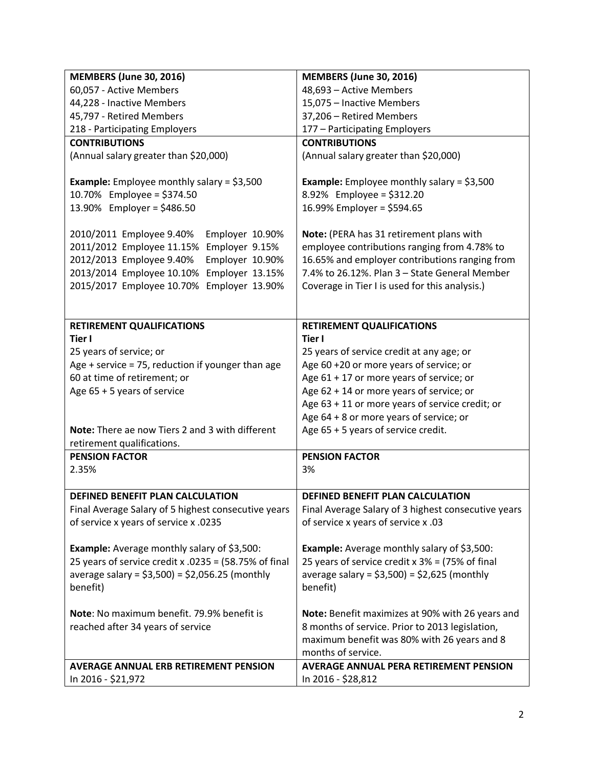| **MEMBERS (June 30, 2016)**<br>60,057 - Active Members<br>44,228 - Inactive Members<br>45,797 - Retired Members<br>218 - Participating Employers | **MEMBERS (June 30, 2016)**<br>48,693 – Active Members<br>15,075 – Inactive Members<br>37,206 – Retired Members<br>177 – Participating Employers |
|---|---|
| **CONTRIBUTIONS**<br>(Annual salary greater than $20,000)<br><br>**Example:** Employee monthly salary = $3,500<br>10.70% Employee = $374.50<br>13.90% Employer = $486.50<br><br>2010/2011 Employee 9.40% Employer 10.90%<br>2011/2012 Employee 11.15% Employer 9.15%<br>2012/2013 Employee 9.40% Employer 10.90%<br>2013/2014 Employee 10.10% Employer 13.15%<br>2015/2017 Employee 10.70% Employer 13.90% | **CONTRIBUTIONS**<br>(Annual salary greater than $20,000)<br><br>**Example:** Employee monthly salary = $3,500<br>8.92% Employee = $312.20<br>16.99% Employer = $594.65<br><br>**Note:** (PERA has 31 retirement plans with employee contributions ranging from 4.78% to 16.65% and employer contributions ranging from 7.4% to 26.12%. Plan 3 – State General Member Coverage in Tier I is used for this analysis.) |
| **RETIREMENT QUALIFICATIONS**<br>**Tier I**<br>25 years of service; or<br>Age + service = 75, reduction if younger than age 60 at time of retirement; or<br>Age 65 + 5 years of service<br><br>**Note:** There ae now Tiers 2 and 3 with different retirement qualifications. | **RETIREMENT QUALIFICATIONS**<br>**Tier I**<br>25 years of service credit at any age; or<br>Age 60 +20 or more years of service; or<br>Age 61 + 17 or more years of service; or<br>Age 62 + 14 or more years of service; or<br>Age 63 + 11 or more years of service credit; or<br>Age 64 + 8 or more years of service; or<br>Age 65 + 5 years of service credit. |
| **PENSION FACTOR**<br>2.35% | **PENSION FACTOR**<br>3% |
| **DEFINED BENEFIT PLAN CALCULATION**<br>Final Average Salary of 5 highest consecutive years of service x years of service x .0235<br><br>**Example:** Average monthly salary of $3,500:<br>25 years of service credit x .0235 = (58.75% of final average salary = $3,500) = $2,056.25 (monthly benefit)<br><br>**Note**: No maximum benefit. 79.9% benefit is reached after 34 years of service | **DEFINED BENEFIT PLAN CALCULATION**<br>Final Average Salary of 3 highest consecutive years of service x years of service x .03<br><br>**Example:** Average monthly salary of $3,500:<br>25 years of service credit x 3% = (75% of final average salary = $3,500) = $2,625 (monthly benefit)<br><br>**Note:** Benefit maximizes at 90% with 26 years and 8 months of service. Prior to 2013 legislation, maximum benefit was 80% with 26 years and 8 months of service. |
| **AVERAGE ANNUAL ERB RETIREMENT PENSION**<br>In 2016 - $21,972 | **AVERAGE ANNUAL PERA RETIREMENT PENSION**<br>In 2016 - $28,812 |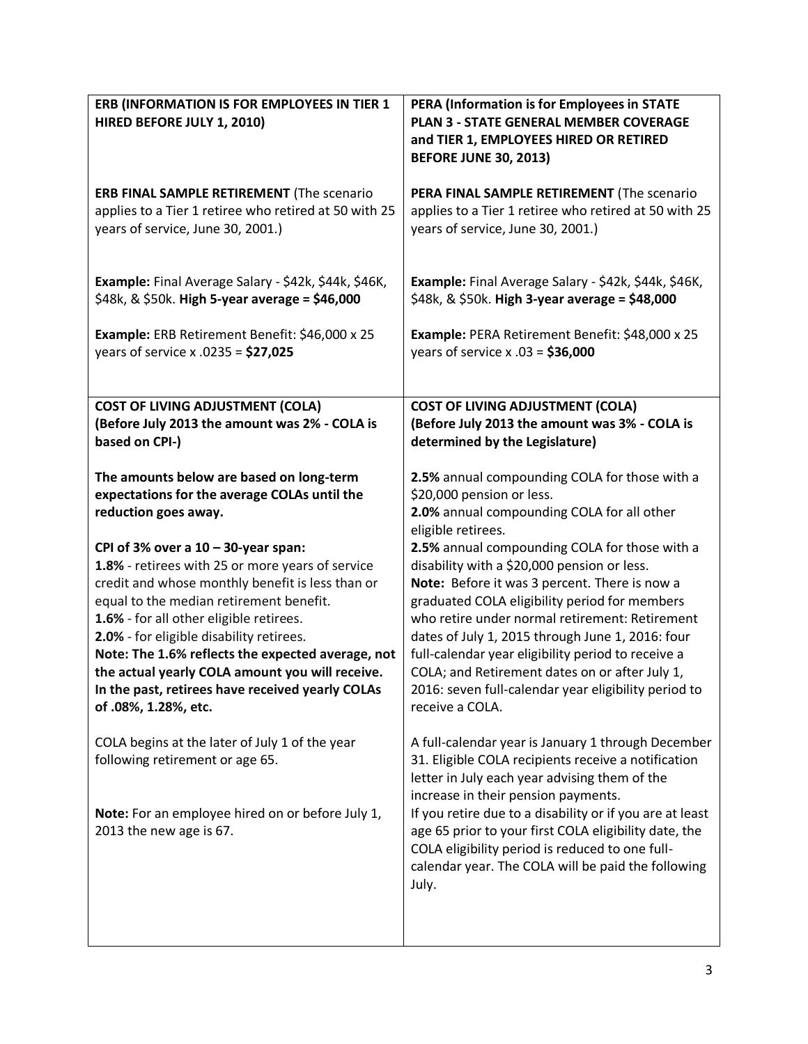| **ERB (INFORMATION IS FOR EMPLOYEES IN TIER 1 HIRED BEFORE JULY 1, 2010)**<br><br>**ERB FINAL SAMPLE RETIREMENT** (The scenario applies to a Tier 1 retiree who retired at 50 with 25 years of service, June 30, 2001.)<br><br>**Example:** Final Average Salary - \$42k, \$44k, \$46K, \$48k, & \$50k. **High 5-year average = \$46,000**<br><br>**Example:** ERB Retirement Benefit: \$46,000 x 25 years of service x .0235 = **\$27,025** | **PERA (Information is for Employees in STATE PLAN 3 - STATE GENERAL MEMBER COVERAGE and TIER 1, EMPLOYEES HIRED OR RETIRED BEFORE JUNE 30, 2013)**<br><br>**PERA FINAL SAMPLE RETIREMENT** (The scenario applies to a Tier 1 retiree who retired at 50 with 25 years of service, June 30, 2001.)<br><br>**Example:** Final Average Salary - \$42k, \$44k, \$46K, \$48k, & \$50k. **High 3-year average = \$48,000**<br><br>**Example:** PERA Retirement Benefit: \$48,000 x 25 years of service x .03 = **\$36,000** |
|---|---|
| **COST OF LIVING ADJUSTMENT (COLA) (Before July 2013 the amount was 2% - COLA is based on CPI-)**<br><br>**The amounts below are based on long-term expectations for the average COLAs until the reduction goes away.**<br><br>**CPI of 3% over a 10 – 30-year span:**<br>**1.8%** - retirees with 25 or more years of service credit and whose monthly benefit is less than or equal to the median retirement benefit.<br>**1.6%** - for all other eligible retirees.<br>**2.0%** - for eligible disability retirees.<br>**Note: The 1.6% reflects the expected average, not the actual yearly COLA amount you will receive. In the past, retirees have received yearly COLAs of .08%, 1.28%, etc.**<br><br>COLA begins at the later of July 1 of the year following retirement or age 65.<br><br>**Note:** For an employee hired on or before July 1, 2013 the new age is 67. | **COST OF LIVING ADJUSTMENT (COLA) (Before July 2013 the amount was 3% - COLA is determined by the Legislature)**<br><br>**2.5%** annual compounding COLA for those with a \$20,000 pension or less.<br>**2.0%** annual compounding COLA for all other eligible retirees.<br>**2.5%** annual compounding COLA for those with a disability with a \$20,000 pension or less.<br>**Note:** Before it was 3 percent. There is now a graduated COLA eligibility period for members who retire under normal retirement: Retirement dates of July 1, 2015 through June 1, 2016: four full-calendar year eligibility period to receive a COLA; and Retirement dates on or after July 1, 2016: seven full-calendar year eligibility period to receive a COLA.<br><br>A full-calendar year is January 1 through December 31. Eligible COLA recipients receive a notification letter in July each year advising them of the increase in their pension payments.<br>If you retire due to a disability or if you are at least age 65 prior to your first COLA eligibility date, the COLA eligibility period is reduced to one full-calendar year. The COLA will be paid the following July. |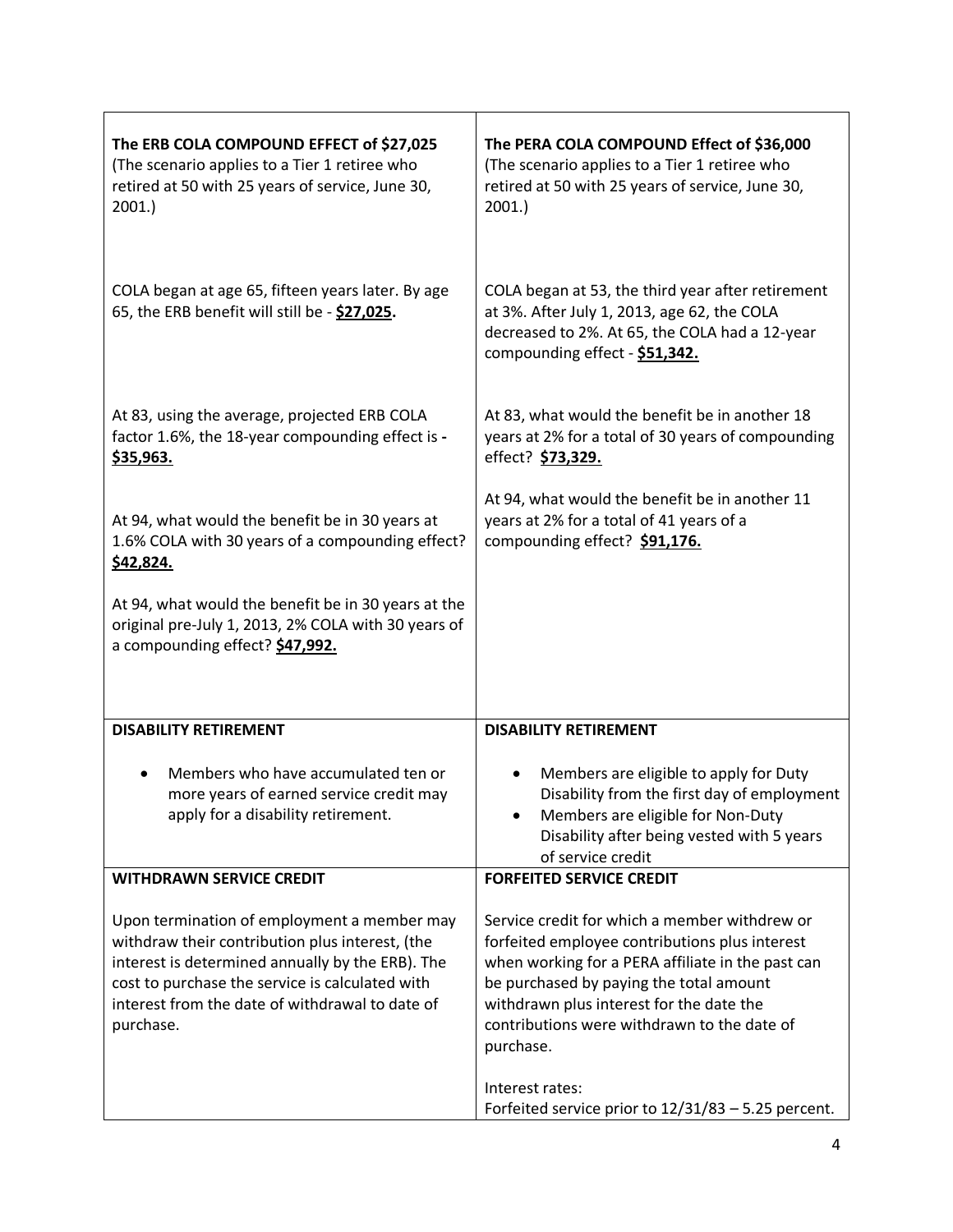| **The ERB COLA COMPOUND EFFECT of $27,025** (The scenario applies to a Tier 1 retiree who retired at 50 with 25 years of service, June 30, 2001.) | **The PERA COLA COMPOUND Effect of $36,000** (The scenario applies to a Tier 1 retiree who retired at 50 with 25 years of service, June 30, 2001.) |
|---|---|
| COLA began at age 65, fifteen years later. By age 65, the ERB benefit will still be - **$27,025.** | COLA began at 53, the third year after retirement at 3%. After July 1, 2013, age 62, the COLA decreased to 2%. At 65, the COLA had a 12-year compounding effect - **$51,342.** |
| At 83, using the average, projected ERB COLA factor 1.6%, the 18-year compounding effect is **- $35,963.** | At 83, what would the benefit be in another 18 years at 2% for a total of 30 years of compounding effect? **$73,329.** |
| At 94, what would the benefit be in 30 years at 1.6% COLA with 30 years of a compounding effect? **$42,824.**<br><br>At 94, what would the benefit be in 30 years at the original pre-July 1, 2013, 2% COLA with 30 years of a compounding effect? **$47,992.** | At 94, what would the benefit be in another 11 years at 2% for a total of 41 years of a compounding effect? **$91,176.** |
| **DISABILITY RETIREMENT**<br><br>• Members who have accumulated ten or more years of earned service credit may apply for a disability retirement. | **DISABILITY RETIREMENT**<br><br>• Members are eligible to apply for Duty Disability from the first day of employment<br>• Members are eligible for Non-Duty Disability after being vested with 5 years of service credit |
| **WITHDRAWN SERVICE CREDIT**<br><br>Upon termination of employment a member may withdraw their contribution plus interest, (the interest is determined annually by the ERB). The cost to purchase the service is calculated with interest from the date of withdrawal to date of purchase. | **FORFEITED SERVICE CREDIT**<br><br>Service credit for which a member withdrew or forfeited employee contributions plus interest when working for a PERA affiliate in the past can be purchased by paying the total amount withdrawn plus interest for the date the contributions were withdrawn to the date of purchase.<br><br>Interest rates:<br>Forfeited service prior to 12/31/83 – 5.25 percent. |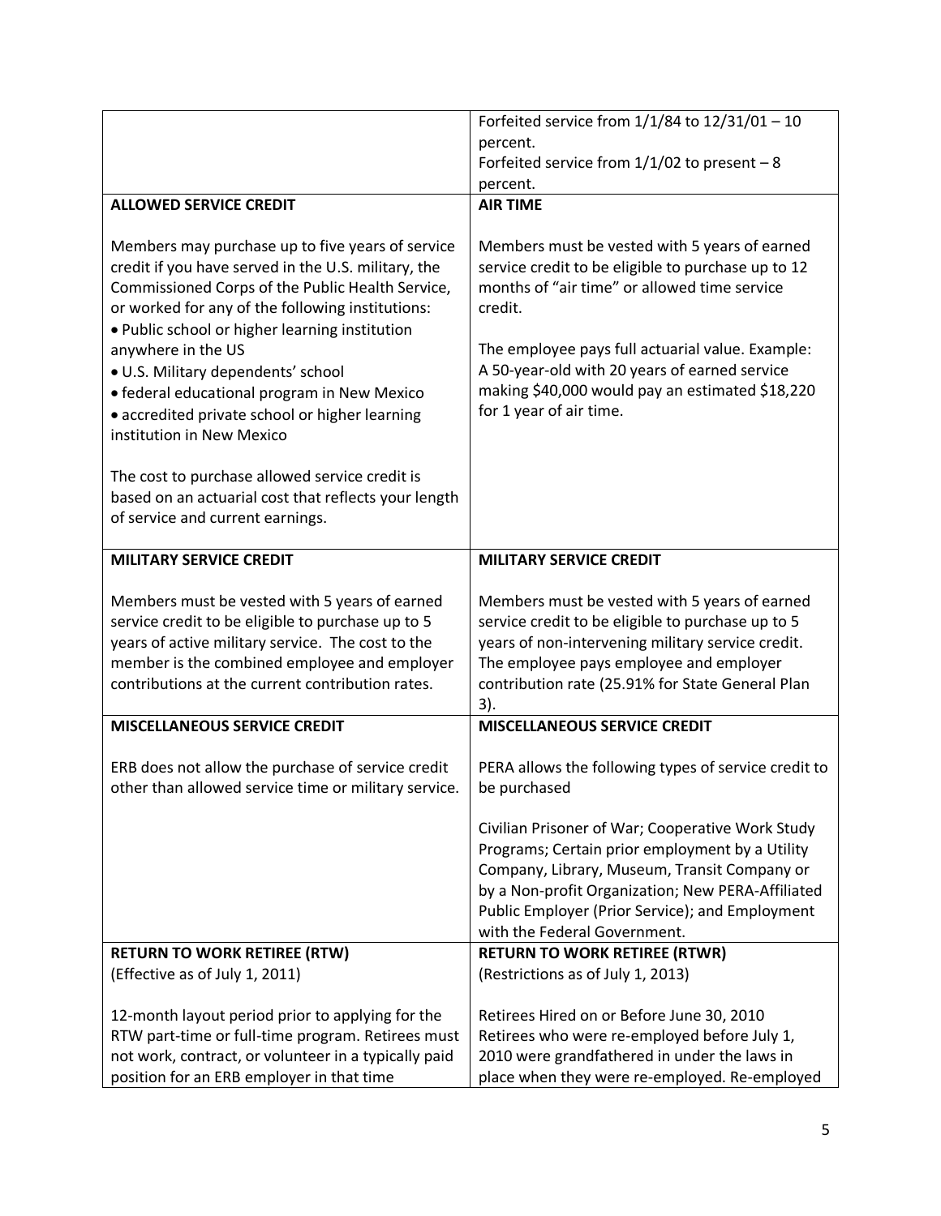| | |
|---|---|
| | Forfeited service from 1/1/84 to 12/31/01 – 10 percent.<br>Forfeited service from 1/1/02 to present – 8 percent. |
| **ALLOWED SERVICE CREDIT**<br><br>Members may purchase up to five years of service credit if you have served in the U.S. military, the Commissioned Corps of the Public Health Service, or worked for any of the following institutions:<br>• Public school or higher learning institution anywhere in the US<br>• U.S. Military dependents' school<br>• federal educational program in New Mexico<br>• accredited private school or higher learning institution in New Mexico<br><br>The cost to purchase allowed service credit is based on an actuarial cost that reflects your length of service and current earnings. | **AIR TIME**<br><br>Members must be vested with 5 years of earned service credit to be eligible to purchase up to 12 months of "air time" or allowed time service credit.<br><br>The employee pays full actuarial value. Example: A 50-year-old with 20 years of earned service making $40,000 would pay an estimated $18,220 for 1 year of air time. |
| **MILITARY SERVICE CREDIT**<br><br>Members must be vested with 5 years of earned service credit to be eligible to purchase up to 5 years of active military service. The cost to the member is the combined employee and employer contributions at the current contribution rates. | **MILITARY SERVICE CREDIT**<br><br>Members must be vested with 5 years of earned service credit to be eligible to purchase up to 5 years of non-intervening military service credit. The employee pays employee and employer contribution rate (25.91% for State General Plan 3). |
| **MISCELLANEOUS SERVICE CREDIT**<br><br>ERB does not allow the purchase of service credit other than allowed service time or military service. | **MISCELLANEOUS SERVICE CREDIT**<br><br>PERA allows the following types of service credit to be purchased<br><br>Civilian Prisoner of War; Cooperative Work Study Programs; Certain prior employment by a Utility Company, Library, Museum, Transit Company or by a Non-profit Organization; New PERA-Affiliated Public Employer (Prior Service); and Employment with the Federal Government. |
| **RETURN TO WORK RETIREE (RTW)**<br>(Effective as of July 1, 2011)<br><br>12-month layout period prior to applying for the RTW part-time or full-time program. Retirees must not work, contract, or volunteer in a typically paid position for an ERB employer in that time | **RETURN TO WORK RETIREE (RTWR)**<br>(Restrictions as of July 1, 2013)<br><br>Retirees Hired on or Before June 30, 2010<br>Retirees who were re-employed before July 1, 2010 were grandfathered in under the laws in place when they were re-employed. Re-employed |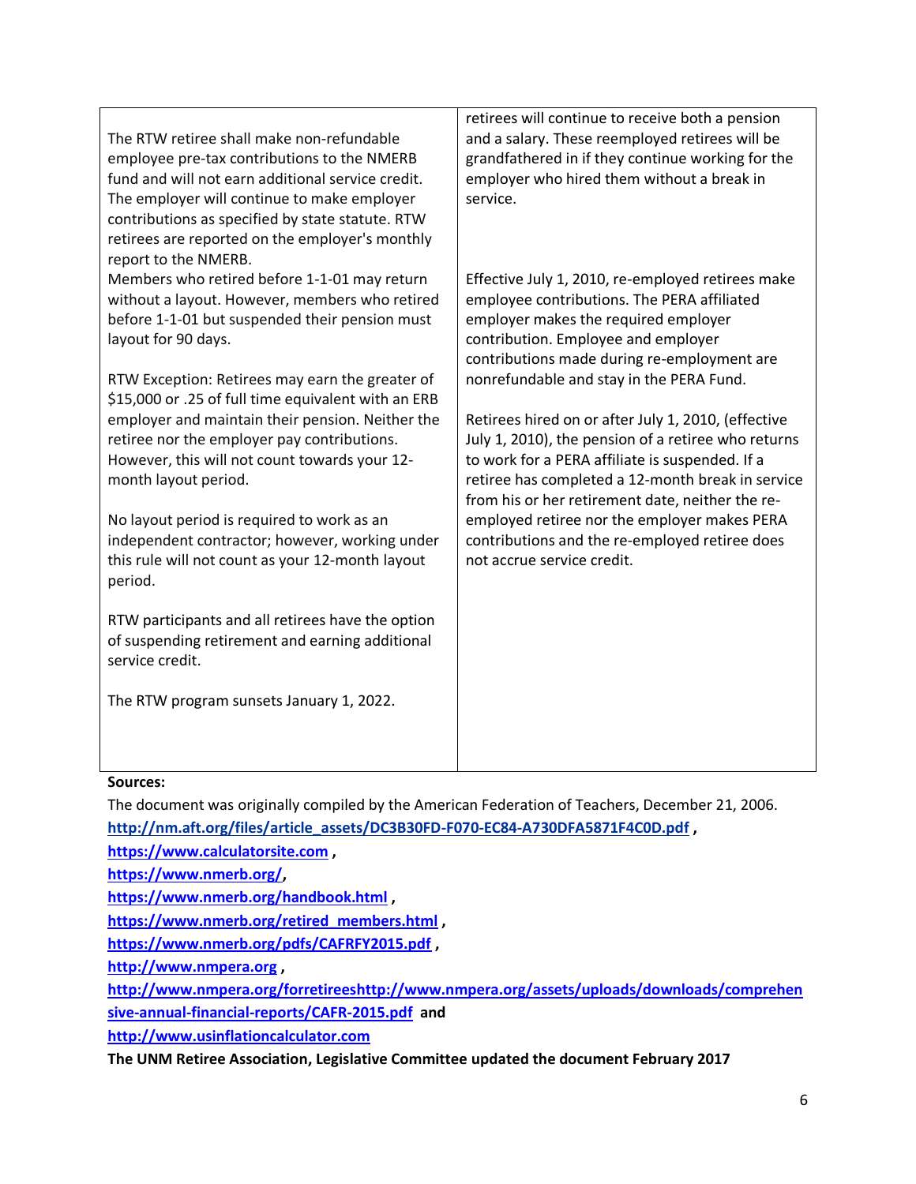| | |
|---|---|
| The RTW retiree shall make non-refundable employee pre-tax contributions to the NMERB fund and will not earn additional service credit. The employer will continue to make employer contributions as specified by state statute. RTW retirees are reported on the employer's monthly report to the NMERB.<br>Members who retired before 1-1-01 may return without a layout. However, members who retired before 1-1-01 but suspended their pension must layout for 90 days.<br><br>RTW Exception: Retirees may earn the greater of $15,000 or .25 of full time equivalent with an ERB employer and maintain their pension. Neither the retiree nor the employer pay contributions. However, this will not count towards your 12-month layout period.<br><br>No layout period is required to work as an independent contractor; however, working under this rule will not count as your 12-month layout period.<br><br>RTW participants and all retirees have the option of suspending retirement and earning additional service credit.<br><br>The RTW program sunsets January 1, 2022. | retirees will continue to receive both a pension and a salary. These reemployed retirees will be grandfathered in if they continue working for the employer who hired them without a break in service.<br><br>Effective July 1, 2010, re-employed retirees make employee contributions. The PERA affiliated employer makes the required employer contribution. Employee and employer contributions made during re-employment are nonrefundable and stay in the PERA Fund.<br><br>Retirees hired on or after July 1, 2010, (effective July 1, 2010), the pension of a retiree who returns to work for a PERA affiliate is suspended. If a retiree has completed a 12-month break in service from his or her retirement date, neither the re-employed retiree nor the employer makes PERA contributions and the re-employed retiree does not accrue service credit. |

**Sources:**

The document was originally compiled by the American Federation of Teachers, December 21, 2006.

**http://nm.aft.org/files/article_assets/DC3B30FD-F070-EC84-A730DFA5871F4C0D.pdf ,**

**https://www.calculatorsite.com ,**

**https://www.nmerb.org/,**

**https://www.nmerb.org/handbook.html ,**

**https://www.nmerb.org/retired_members.html ,**

**https://www.nmerb.org/pdfs/CAFRFY2015.pdf ,**

**http://www.nmpera.org ,**

**http://www.nmpera.org/forretireeshttp://www.nmpera.org/assets/uploads/downloads/comprehensive-annual-financial-reports/CAFR-2015.pdf and**

**http://www.usinflationcalculator.com**

**The UNM Retiree Association, Legislative Committee updated the document February 2017**